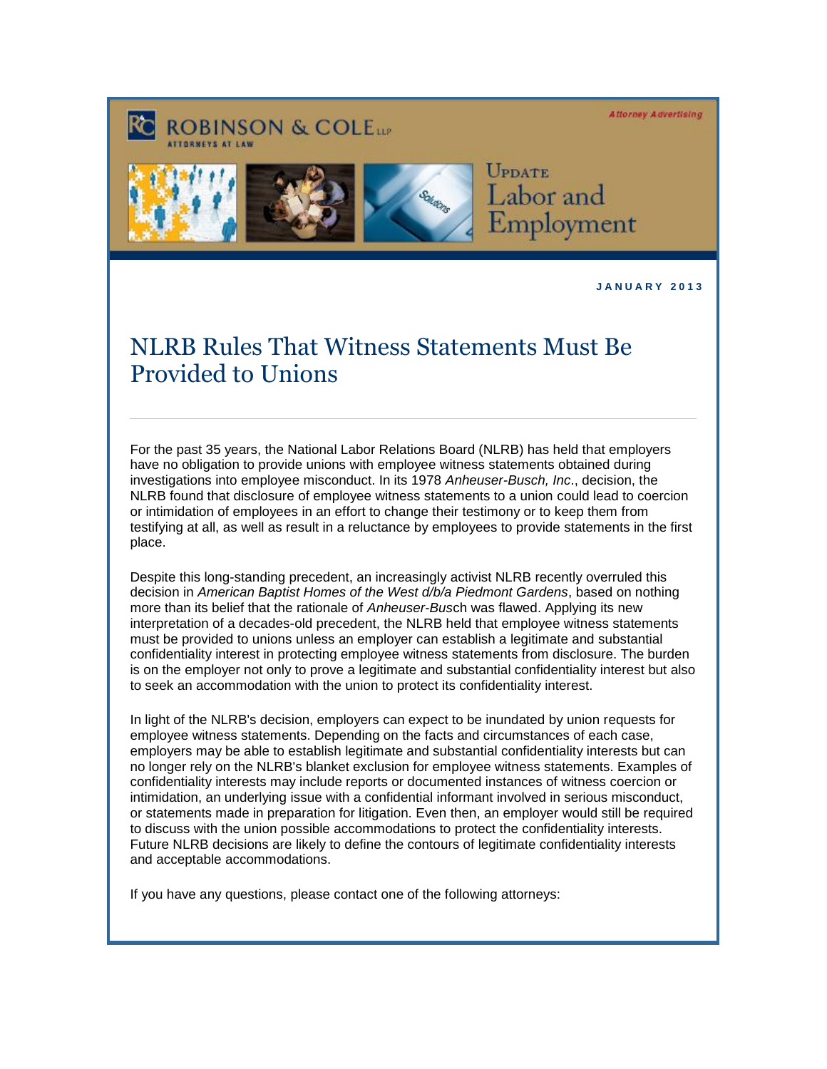ROBINSON & COLE LLP
ATTORNEYS AT LAW

Attorney Advertising

UPDATE
Labor and Employment

JANUARY 2013

# NLRB Rules That Witness Statements Must Be Provided to Unions

For the past 35 years, the National Labor Relations Board (NLRB) has held that employers have no obligation to provide unions with employee witness statements obtained during investigations into employee misconduct. In its 1978 *Anheuser-Busch, Inc*., decision, the NLRB found that disclosure of employee witness statements to a union could lead to coercion or intimidation of employees in an effort to change their testimony or to keep them from testifying at all, as well as result in a reluctance by employees to provide statements in the first place.

Despite this long-standing precedent, an increasingly activist NLRB recently overruled this decision in *American Baptist Homes of the West d/b/a Piedmont Gardens*, based on nothing more than its belief that the rationale of *Anheuser-Bus*ch was flawed. Applying its new interpretation of a decades-old precedent, the NLRB held that employee witness statements must be provided to unions unless an employer can establish a legitimate and substantial confidentiality interest in protecting employee witness statements from disclosure. The burden is on the employer not only to prove a legitimate and substantial confidentiality interest but also to seek an accommodation with the union to protect its confidentiality interest.

In light of the NLRB's decision, employers can expect to be inundated by union requests for employee witness statements. Depending on the facts and circumstances of each case, employers may be able to establish legitimate and substantial confidentiality interests but can no longer rely on the NLRB's blanket exclusion for employee witness statements. Examples of confidentiality interests may include reports or documented instances of witness coercion or intimidation, an underlying issue with a confidential informant involved in serious misconduct, or statements made in preparation for litigation. Even then, an employer would still be required to discuss with the union possible accommodations to protect the confidentiality interests. Future NLRB decisions are likely to define the contours of legitimate confidentiality interests and acceptable accommodations.

If you have any questions, please contact one of the following attorneys: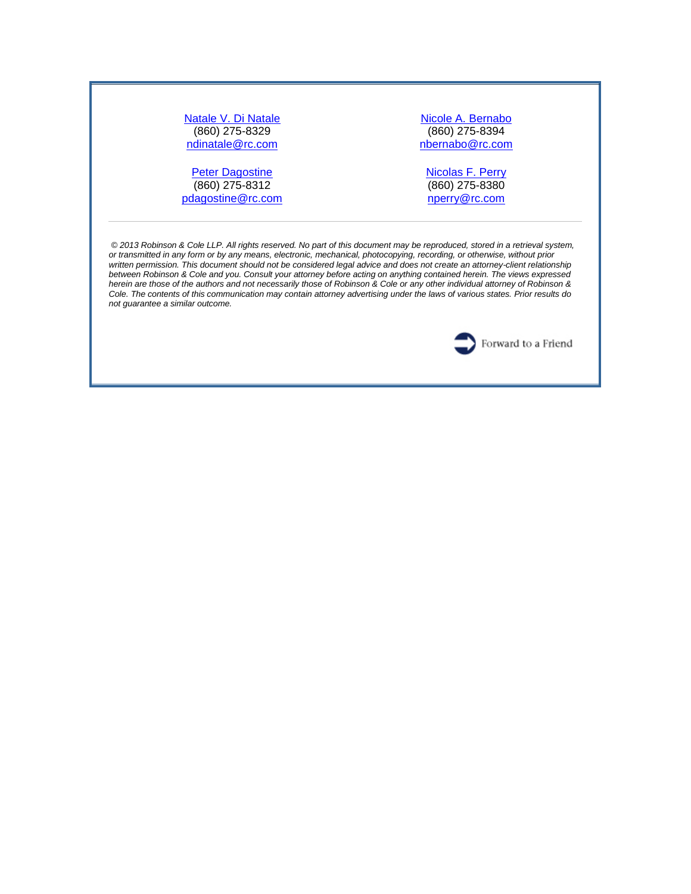Natale V. Di Natale
(860) 275-8329
ndinatale@rc.com

Nicole A. Bernabo
(860) 275-8394
nbernabo@rc.com

Peter Dagostine
(860) 275-8312
pdagostine@rc.com

Nicolas F. Perry
(860) 275-8380
nperry@rc.com

---

*© 2013 Robinson & Cole LLP. All rights reserved. No part of this document may be reproduced, stored in a retrieval system, or transmitted in any form or by any means, electronic, mechanical, photocopying, recording, or otherwise, without prior written permission. This document should not be considered legal advice and does not create an attorney-client relationship between Robinson & Cole and you. Consult your attorney before acting on anything contained herein. The views expressed herein are those of the authors and not necessarily those of Robinson & Cole or any other individual attorney of Robinson & Cole. The contents of this communication may contain attorney advertising under the laws of various states. Prior results do not guarantee a similar outcome.*

Forward to a Friend